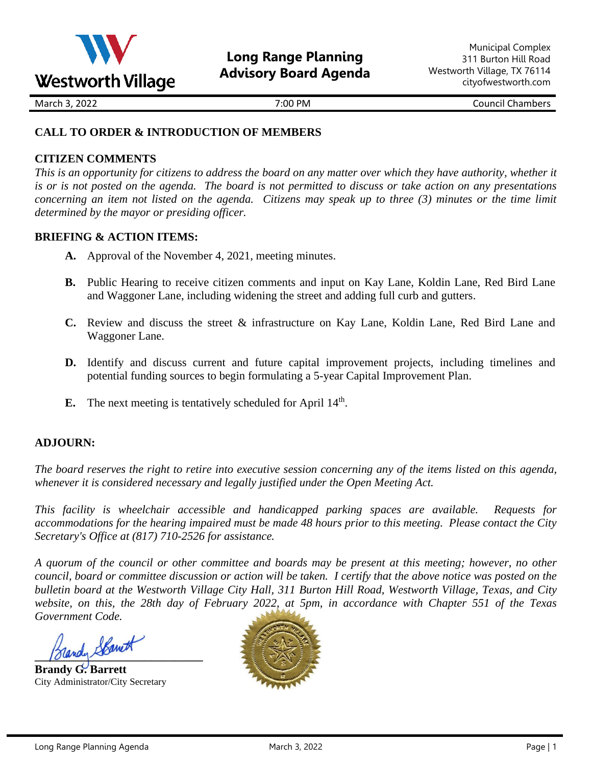Westworth Village

# Long Range Planning Advisory Board Agenda

Municipal Complex
311 Burton Hill Road
Westworth Village, TX 76114
cityofwestworth.com

March 3, 2022 | 7:00 PM | Council Chambers

**CALL TO ORDER & INTRODUCTION OF MEMBERS**

**CITIZEN COMMENTS**

*This is an opportunity for citizens to address the board on any matter over which they have authority, whether it is or is not posted on the agenda. The board is not permitted to discuss or take action on any presentations concerning an item not listed on the agenda. Citizens may speak up to three (3) minutes or the time limit determined by the mayor or presiding officer.*

**BRIEFING & ACTION ITEMS:**

**A.** Approval of the November 4, 2021, meeting minutes.

**B.** Public Hearing to receive citizen comments and input on Kay Lane, Koldin Lane, Red Bird Lane and Waggoner Lane, including widening the street and adding full curb and gutters.

**C.** Review and discuss the street & infrastructure on Kay Lane, Koldin Lane, Red Bird Lane and Waggoner Lane.

**D.** Identify and discuss current and future capital improvement projects, including timelines and potential funding sources to begin formulating a 5-year Capital Improvement Plan.

**E.** The next meeting is tentatively scheduled for April 14th.

**ADJOURN:**

*The board reserves the right to retire into executive session concerning any of the items listed on this agenda, whenever it is considered necessary and legally justified under the Open Meeting Act.*

*This facility is wheelchair accessible and handicapped parking spaces are available. Requests for accommodations for the hearing impaired must be made 48 hours prior to this meeting. Please contact the City Secretary's Office at (817) 710-2526 for assistance.*

*A quorum of the council or other committee and boards may be present at this meeting; however, no other council, board or committee discussion or action will be taken. I certify that the above notice was posted on the bulletin board at the Westworth Village City Hall, 311 Burton Hill Road, Westworth Village, Texas, and City website, on this, the 28th day of February 2022, at 5pm, in accordance with Chapter 551 of the Texas Government Code.*

**Brandy G. Barrett**
City Administrator/City Secretary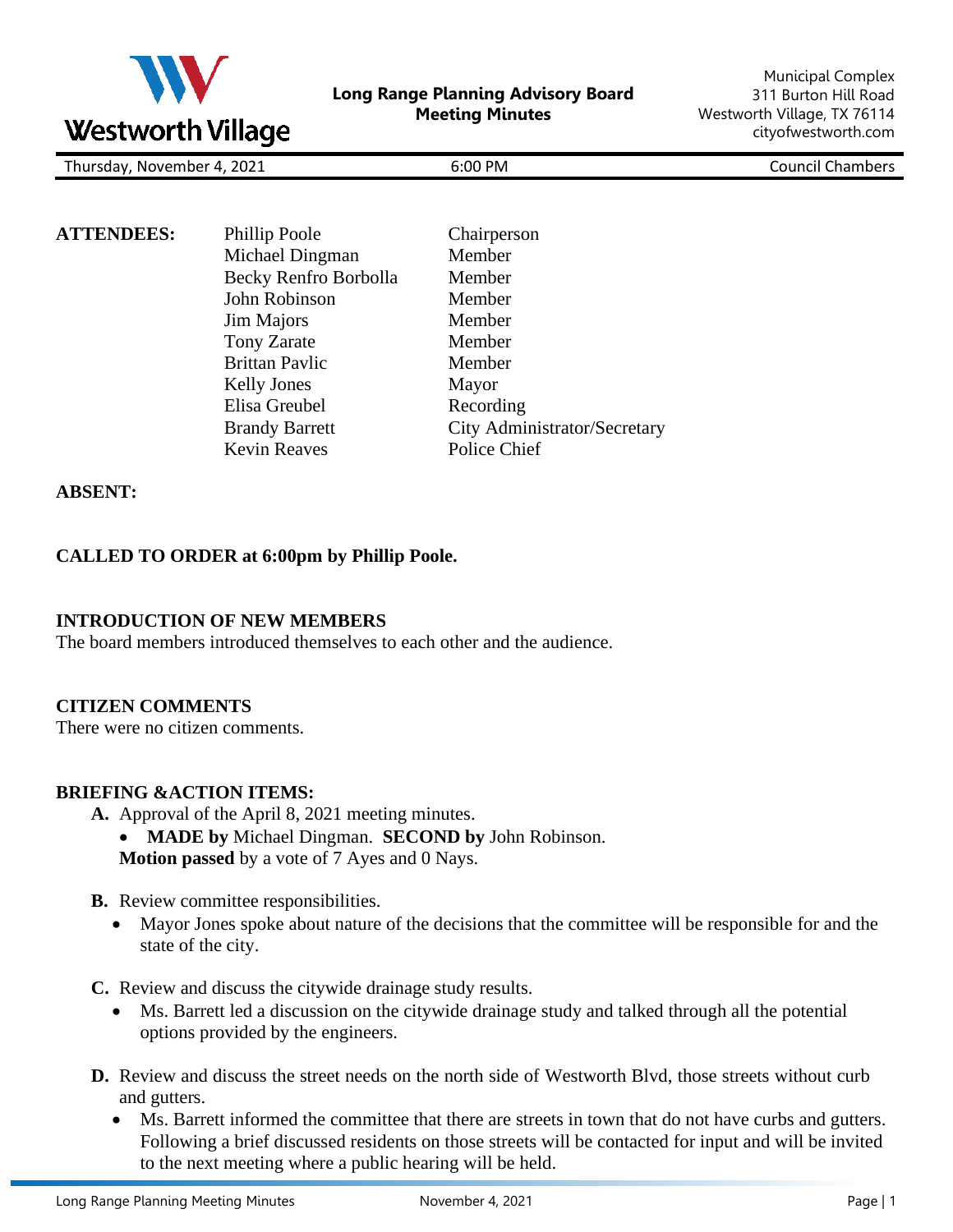**Long Range Planning Advisory Board**
**Meeting Minutes**

Municipal Complex
311 Burton Hill Road
Westworth Village, TX 76114
cityofwestworth.com

| Thursday, November 4, 2021 | 6:00 PM | Council Chambers |
|---|---|---|

| **ATTENDEES:** | Phillip Poole | Chairperson |
|---|---|---|
| | Michael Dingman | Member |
| | Becky Renfro Borbolla | Member |
| | John Robinson | Member |
| | Jim Majors | Member |
| | Tony Zarate | Member |
| | Brittan Pavlic | Member |
| | Kelly Jones | Mayor |
| | Elisa Greubel | Recording |
| | Brandy Barrett | City Administrator/Secretary |
| | Kevin Reaves | Police Chief |

**ABSENT:**

**CALLED TO ORDER at 6:00pm by Phillip Poole.**

**INTRODUCTION OF NEW MEMBERS**
The board members introduced themselves to each other and the audience.

**CITIZEN COMMENTS**
There were no citizen comments.

**BRIEFING &ACTION ITEMS:**

**A.** Approval of the April 8, 2021 meeting minutes.
- **MADE by** Michael Dingman. **SECOND by** John Robinson.

**Motion passed** by a vote of 7 Ayes and 0 Nays.

**B.** Review committee responsibilities.
- Mayor Jones spoke about nature of the decisions that the committee will be responsible for and the state of the city.

**C.** Review and discuss the citywide drainage study results.
- Ms. Barrett led a discussion on the citywide drainage study and talked through all the potential options provided by the engineers.

**D.** Review and discuss the street needs on the north side of Westworth Blvd, those streets without curb and gutters.
- Ms. Barrett informed the committee that there are streets in town that do not have curbs and gutters. Following a brief discussed residents on those streets will be contacted for input and will be invited to the next meeting where a public hearing will be held.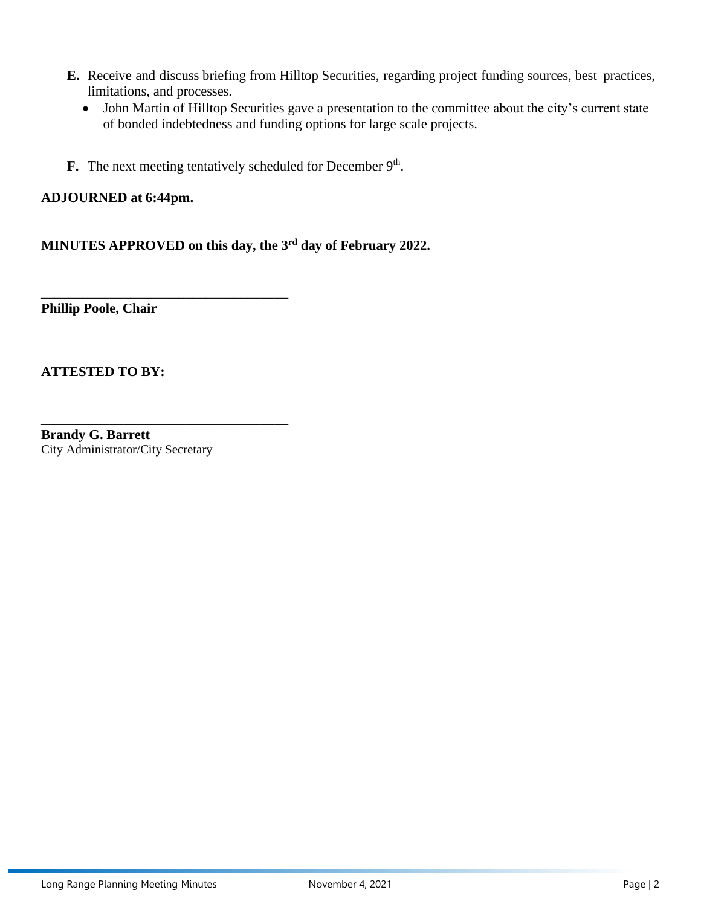**E.** Receive and discuss briefing from Hilltop Securities, regarding project funding sources, best practices, limitations, and processes.

- John Martin of Hilltop Securities gave a presentation to the committee about the city's current state of bonded indebtedness and funding options for large scale projects.

**F.** The next meeting tentatively scheduled for December 9th.

**ADJOURNED at 6:44pm.**

**MINUTES APPROVED on this day, the 3rd day of February 2022.**

\_\_\_\_\_\_\_\_\_\_\_\_\_\_\_\_\_\_\_\_\_\_\_\_\_\_\_\_\_\_\_\_\_\_\_\_\_\_
**Phillip Poole, Chair**

**ATTESTED TO BY:**

\_\_\_\_\_\_\_\_\_\_\_\_\_\_\_\_\_\_\_\_\_\_\_\_\_\_\_\_\_\_\_\_\_\_\_\_\_\_
**Brandy G. Barrett**
City Administrator/City Secretary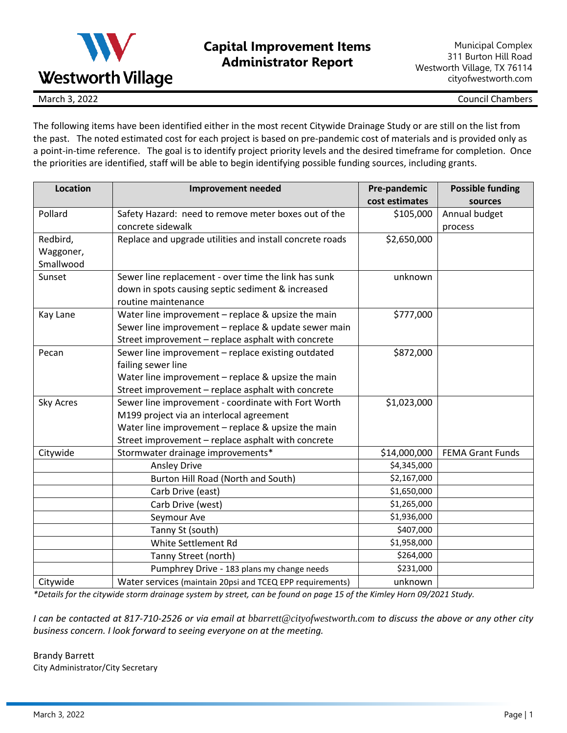Westworth Village

# Capital Improvement Items Administrator Report

Municipal Complex
311 Burton Hill Road
Westworth Village, TX 76114
cityofwestworth.com

March 3, 2022 Council Chambers

The following items have been identified either in the most recent Citywide Drainage Study or are still on the list from the past. The noted estimated cost for each project is based on pre-pandemic cost of materials and is provided only as a point-in-time reference. The goal is to identify project priority levels and the desired timeframe for completion. Once the priorities are identified, staff will be able to begin identifying possible funding sources, including grants.

| Location | Improvement needed | Pre-pandemic cost estimates | Possible funding sources |
|---|---|---|---|
| Pollard | Safety Hazard: need to remove meter boxes out of the concrete sidewalk | $105,000 | Annual budget process |
| Redbird, Waggoner, Smallwood | Replace and upgrade utilities and install concrete roads | $2,650,000 | |
| Sunset | Sewer line replacement - over time the link has sunk down in spots causing septic sediment & increased routine maintenance | unknown | |
| Kay Lane | Water line improvement – replace & upsize the main<br>Sewer line improvement – replace & update sewer main<br>Street improvement – replace asphalt with concrete | $777,000 | |
| Pecan | Sewer line improvement – replace existing outdated failing sewer line<br>Water line improvement – replace & upsize the main<br>Street improvement – replace asphalt with concrete | $872,000 | |
| Sky Acres | Sewer line improvement - coordinate with Fort Worth M199 project via an interlocal agreement<br>Water line improvement – replace & upsize the main<br>Street improvement – replace asphalt with concrete | $1,023,000 | |
| Citywide | Stormwater drainage improvements* | $14,000,000 | FEMA Grant Funds |
| | Ansley Drive | $4,345,000 | |
| | Burton Hill Road (North and South) | $2,167,000 | |
| | Carb Drive (east) | $1,650,000 | |
| | Carb Drive (west) | $1,265,000 | |
| | Seymour Ave | $1,936,000 | |
| | Tanny St (south) | $407,000 | |
| | White Settlement Rd | $1,958,000 | |
| | Tanny Street (north) | $264,000 | |
| | Pumphrey Drive - 183 plans my change needs | $231,000 | |
| Citywide | Water services (maintain 20psi and TCEQ EPP requirements) | unknown | |

*\*Details for the citywide storm drainage system by street, can be found on page 15 of the Kimley Horn 09/2021 Study.*

*I can be contacted at 817-710-2526 or via email at bbarrett@cityofwestworth.com to discuss the above or any other city business concern. I look forward to seeing everyone on at the meeting.*

Brandy Barrett
City Administrator/City Secretary